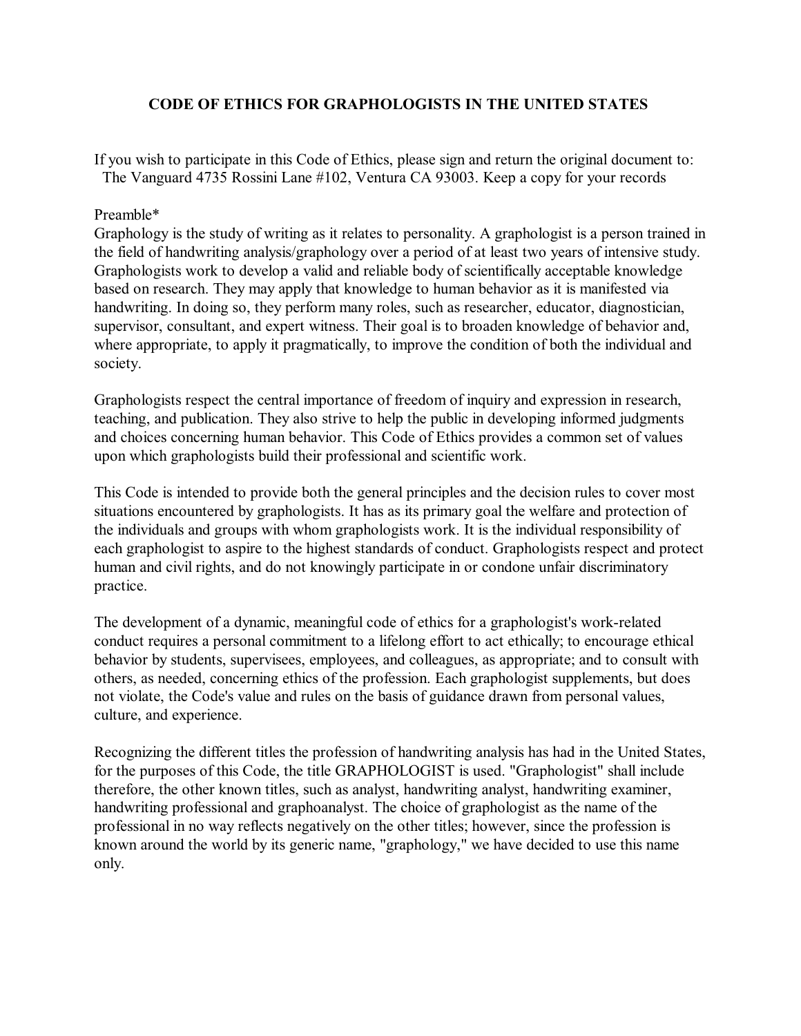# CODE OF ETHICS FOR GRAPHOLOGISTS IN THE UNITED STATES

If you wish to participate in this Code of Ethics, please sign and return the original document to: The Vanguard 4735 Rossini Lane #102, Ventura CA 93003. Keep a copy for your records

Preamble*

Graphology is the study of writing as it relates to personality. A graphologist is a person trained in the field of handwriting analysis/graphology over a period of at least two years of intensive study. Graphologists work to develop a valid and reliable body of scientifically acceptable knowledge based on research. They may apply that knowledge to human behavior as it is manifested via handwriting. In doing so, they perform many roles, such as researcher, educator, diagnostician, supervisor, consultant, and expert witness. Their goal is to broaden knowledge of behavior and, where appropriate, to apply it pragmatically, to improve the condition of both the individual and society.

Graphologists respect the central importance of freedom of inquiry and expression in research, teaching, and publication. They also strive to help the public in developing informed judgments and choices concerning human behavior. This Code of Ethics provides a common set of values upon which graphologists build their professional and scientific work.

This Code is intended to provide both the general principles and the decision rules to cover most situations encountered by graphologists. It has as its primary goal the welfare and protection of the individuals and groups with whom graphologists work. It is the individual responsibility of each graphologist to aspire to the highest standards of conduct. Graphologists respect and protect human and civil rights, and do not knowingly participate in or condone unfair discriminatory practice.

The development of a dynamic, meaningful code of ethics for a graphologist's work-related conduct requires a personal commitment to a lifelong effort to act ethically; to encourage ethical behavior by students, supervisees, employees, and colleagues, as appropriate; and to consult with others, as needed, concerning ethics of the profession. Each graphologist supplements, but does not violate, the Code's value and rules on the basis of guidance drawn from personal values, culture, and experience.

Recognizing the different titles the profession of handwriting analysis has had in the United States, for the purposes of this Code, the title GRAPHOLOGIST is used. "Graphologist" shall include therefore, the other known titles, such as analyst, handwriting analyst, handwriting examiner, handwriting professional and graphoanalyst. The choice of graphologist as the name of the professional in no way reflects negatively on the other titles; however, since the profession is known around the world by its generic name, "graphology," we have decided to use this name only.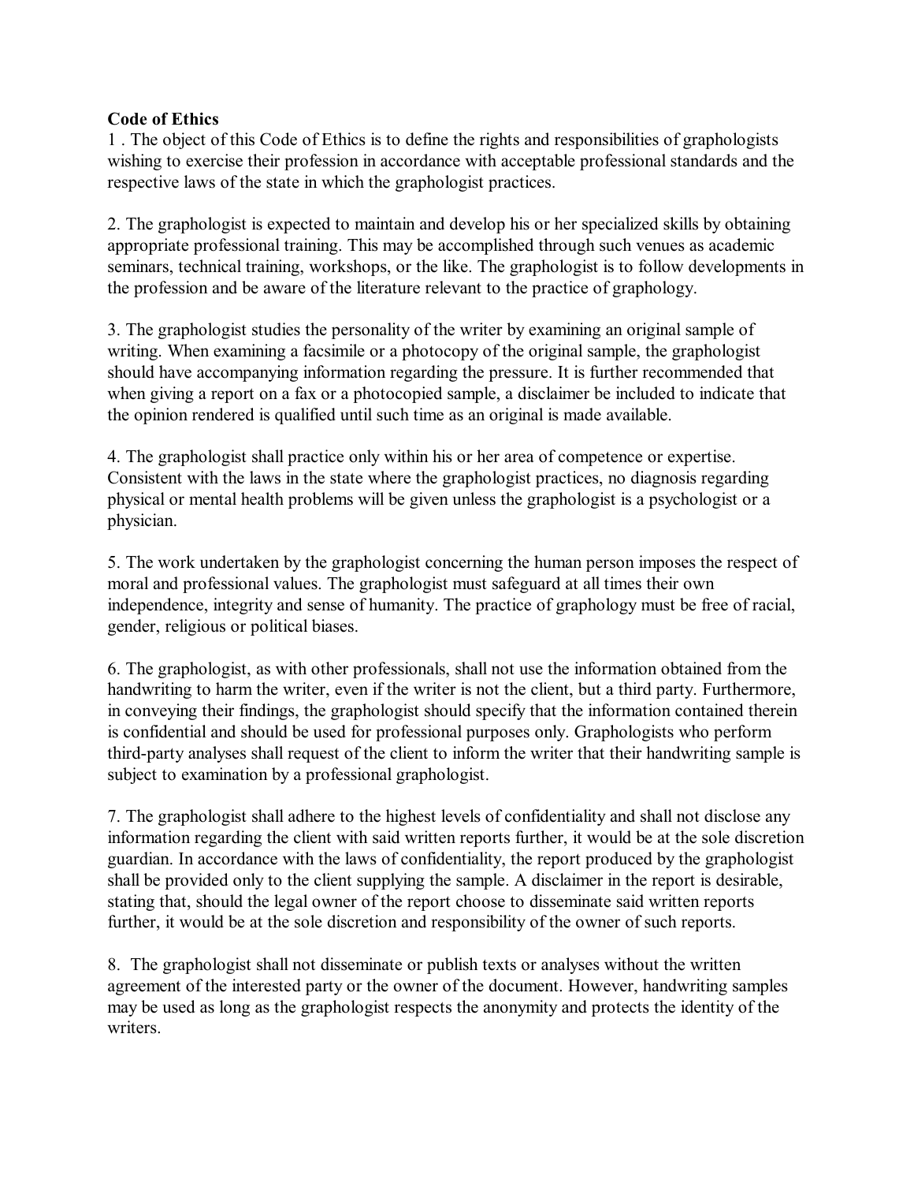**Code of Ethics**

1 . The object of this Code of Ethics is to define the rights and responsibilities of graphologists wishing to exercise their profession in accordance with acceptable professional standards and the respective laws of the state in which the graphologist practices.

2. The graphologist is expected to maintain and develop his or her specialized skills by obtaining appropriate professional training. This may be accomplished through such venues as academic seminars, technical training, workshops, or the like. The graphologist is to follow developments in the profession and be aware of the literature relevant to the practice of graphology.

3. The graphologist studies the personality of the writer by examining an original sample of writing. When examining a facsimile or a photocopy of the original sample, the graphologist should have accompanying information regarding the pressure. It is further recommended that when giving a report on a fax or a photocopied sample, a disclaimer be included to indicate that the opinion rendered is qualified until such time as an original is made available.

4. The graphologist shall practice only within his or her area of competence or expertise. Consistent with the laws in the state where the graphologist practices, no diagnosis regarding physical or mental health problems will be given unless the graphologist is a psychologist or a physician.

5. The work undertaken by the graphologist concerning the human person imposes the respect of moral and professional values. The graphologist must safeguard at all times their own independence, integrity and sense of humanity. The practice of graphology must be free of racial, gender, religious or political biases.

6. The graphologist, as with other professionals, shall not use the information obtained from the handwriting to harm the writer, even if the writer is not the client, but a third party. Furthermore, in conveying their findings, the graphologist should specify that the information contained therein is confidential and should be used for professional purposes only. Graphologists who perform third-party analyses shall request of the client to inform the writer that their handwriting sample is subject to examination by a professional graphologist.

7. The graphologist shall adhere to the highest levels of confidentiality and shall not disclose any information regarding the client with said written reports further, it would be at the sole discretion guardian. In accordance with the laws of confidentiality, the report produced by the graphologist shall be provided only to the client supplying the sample. A disclaimer in the report is desirable, stating that, should the legal owner of the report choose to disseminate said written reports further, it would be at the sole discretion and responsibility of the owner of such reports.

8. The graphologist shall not disseminate or publish texts or analyses without the written agreement of the interested party or the owner of the document. However, handwriting samples may be used as long as the graphologist respects the anonymity and protects the identity of the writers.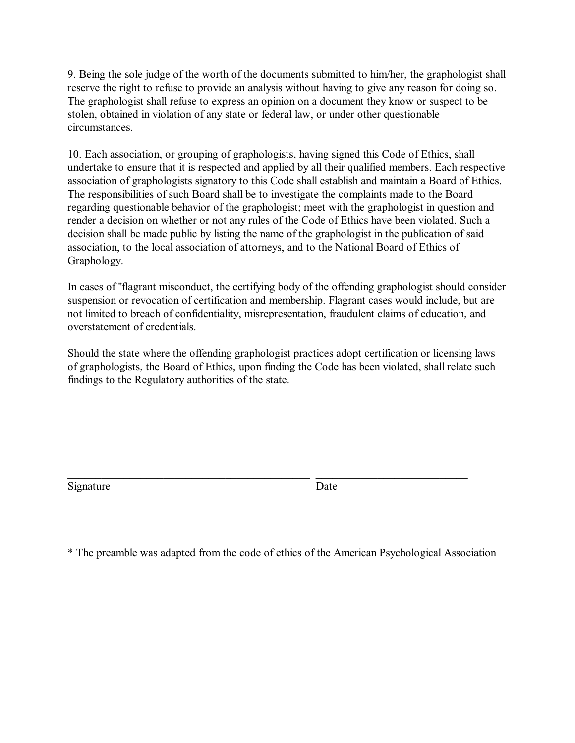9. Being the sole judge of the worth of the documents submitted to him/her, the graphologist shall reserve the right to refuse to provide an analysis without having to give any reason for doing so. The graphologist shall refuse to express an opinion on a document they know or suspect to be stolen, obtained in violation of any state or federal law, or under other questionable circumstances.

10. Each association, or grouping of graphologists, having signed this Code of Ethics, shall undertake to ensure that it is respected and applied by all their qualified members. Each respective association of graphologists signatory to this Code shall establish and maintain a Board of Ethics. The responsibilities of such Board shall be to investigate the complaints made to the Board regarding questionable behavior of the graphologist; meet with the graphologist in question and render a decision on whether or not any rules of the Code of Ethics have been violated. Such a decision shall be made public by listing the name of the graphologist in the publication of said association, to the local association of attorneys, and to the National Board of Ethics of Graphology.

In cases of "flagrant misconduct, the certifying body of the offending graphologist should consider suspension or revocation of certification and membership. Flagrant cases would include, but are not limited to breach of confidentiality, misrepresentation, fraudulent claims of education, and overstatement of credentials.

Should the state where the offending graphologist practices adopt certification or licensing laws of graphologists, the Board of Ethics, upon finding the Code has been violated, shall relate such findings to the Regulatory authorities of the state.

\_\_\_\_\_\_\_\_\_\_\_\_\_\_\_\_\_\_\_\_\_\_\_\_\_\_\_\_\_\_\_\_\_\_\_\_\_\_\_\_ \_\_\_\_\_\_\_\_\_\_\_\_\_\_\_\_\_\_\_\_\_\_\_\_\_\_

Signature Date

* The preamble was adapted from the code of ethics of the American Psychological Association